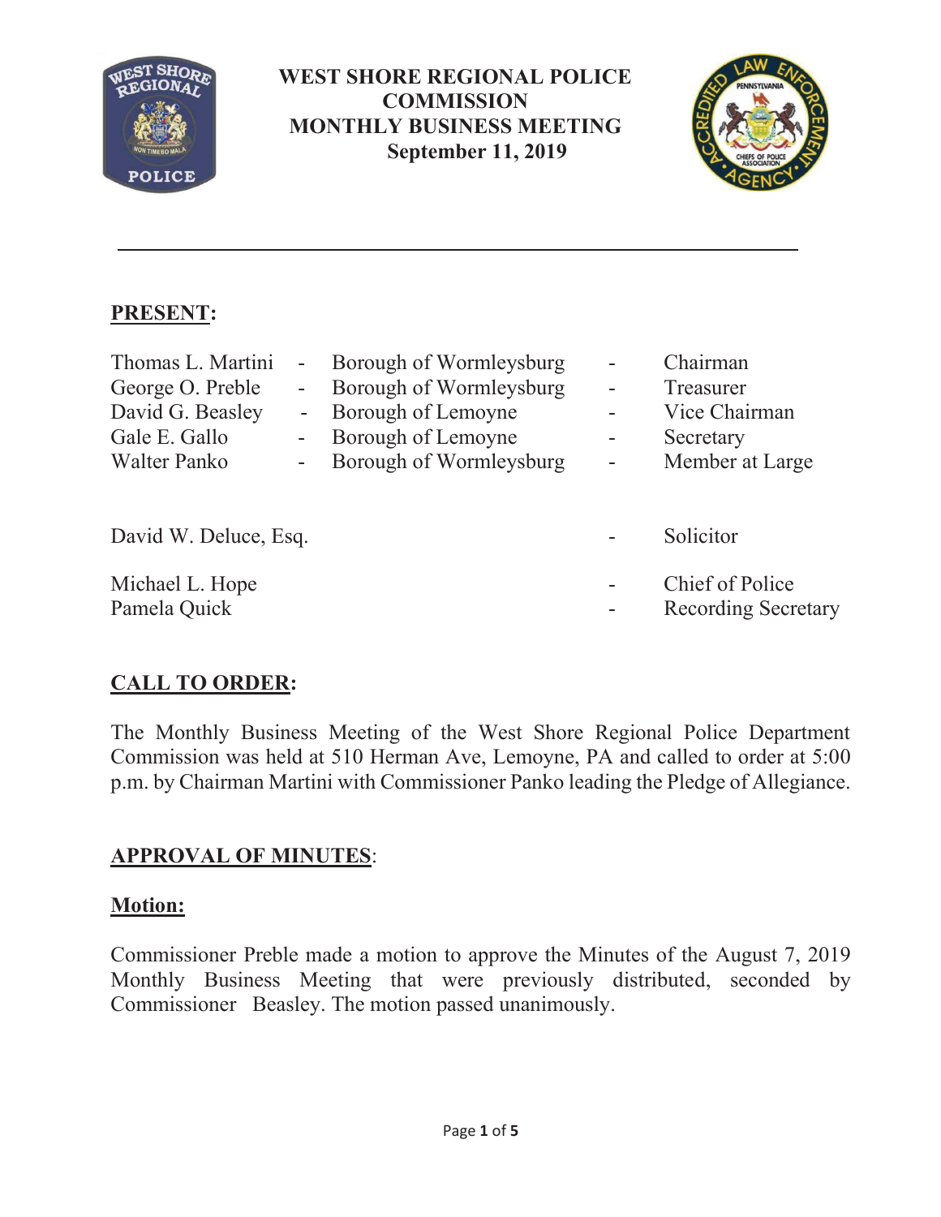# WEST SHORE REGIONAL POLICE COMMISSION
# MONTHLY BUSINESS MEETING
## September 11, 2019

---

## PRESENT:

| | | | | |
|---|---|---|---|---|
| Thomas L. Martini | - | Borough of Wormleysburg | - | Chairman |
| George O. Preble | - | Borough of Wormleysburg | - | Treasurer |
| David G. Beasley | - | Borough of Lemoyne | - | Vice Chairman |
| Gale E. Gallo | - | Borough of Lemoyne | - | Secretary |
| Walter Panko | - | Borough of Wormleysburg | - | Member at Large |

David W. Deluce, Esq. - Solicitor

Michael L. Hope - Chief of Police
Pamela Quick - Recording Secretary

## CALL TO ORDER:

The Monthly Business Meeting of the West Shore Regional Police Department Commission was held at 510 Herman Ave, Lemoyne, PA and called to order at 5:00 p.m. by Chairman Martini with Commissioner Panko leading the Pledge of Allegiance.

## APPROVAL OF MINUTES:

### Motion:

Commissioner Preble made a motion to approve the Minutes of the August 7, 2019 Monthly Business Meeting that were previously distributed, seconded by Commissioner Beasley. The motion passed unanimously.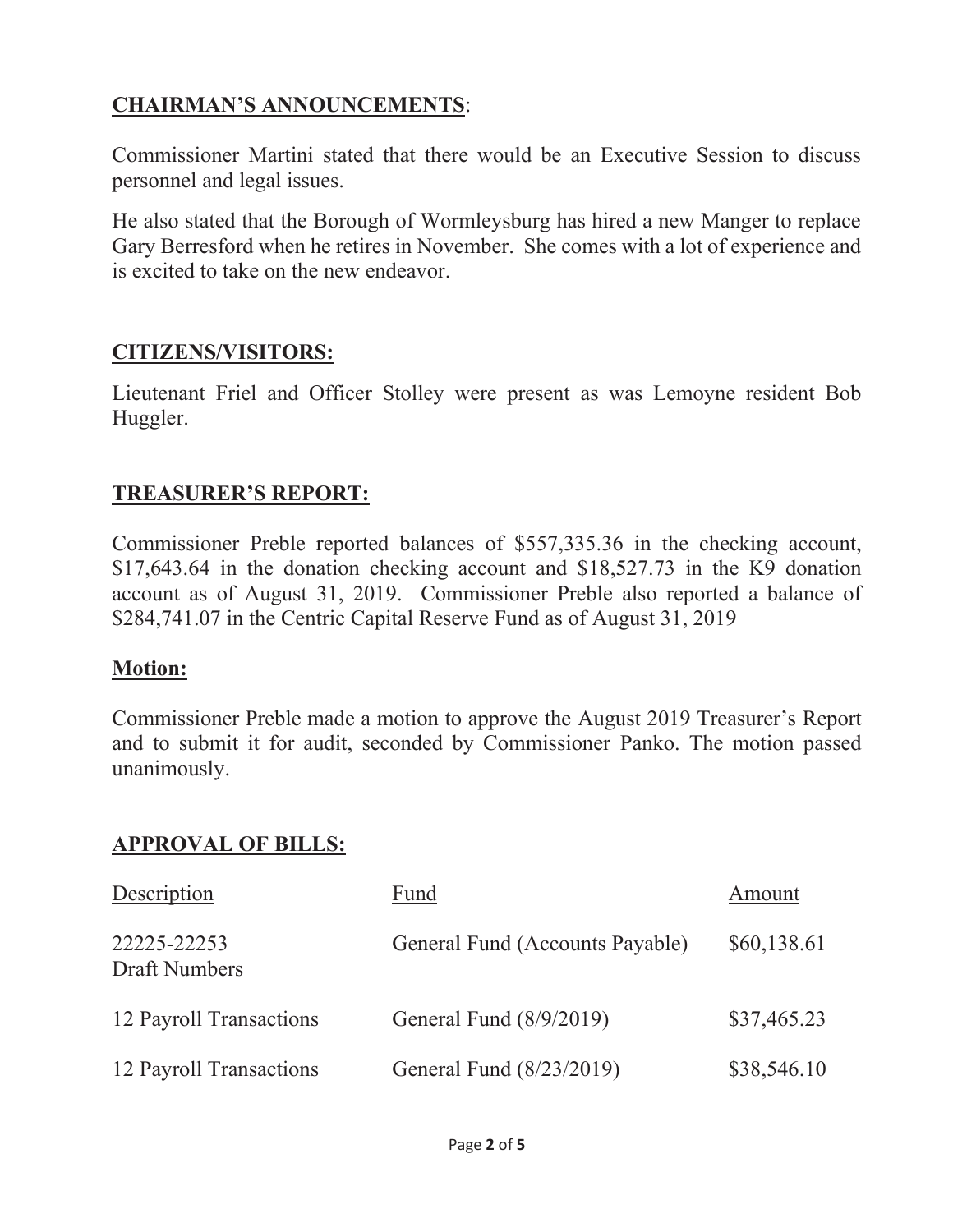## CHAIRMAN'S ANNOUNCEMENTS:

Commissioner Martini stated that there would be an Executive Session to discuss personnel and legal issues.

He also stated that the Borough of Wormleysburg has hired a new Manger to replace Gary Berresford when he retires in November. She comes with a lot of experience and is excited to take on the new endeavor.

## CITIZENS/VISITORS:

Lieutenant Friel and Officer Stolley were present as was Lemoyne resident Bob Huggler.

## TREASURER'S REPORT:

Commissioner Preble reported balances of $557,335.36 in the checking account, $17,643.64 in the donation checking account and $18,527.73 in the K9 donation account as of August 31, 2019. Commissioner Preble also reported a balance of $284,741.07 in the Centric Capital Reserve Fund as of August 31, 2019

## Motion:

Commissioner Preble made a motion to approve the August 2019 Treasurer's Report and to submit it for audit, seconded by Commissioner Panko. The motion passed unanimously.

## APPROVAL OF BILLS:

| Description | Fund | Amount |
|---|---|---|
| 22225-22253 Draft Numbers | General Fund (Accounts Payable) | $60,138.61 |
| 12 Payroll Transactions | General Fund (8/9/2019) | $37,465.23 |
| 12 Payroll Transactions | General Fund (8/23/2019) | $38,546.10 |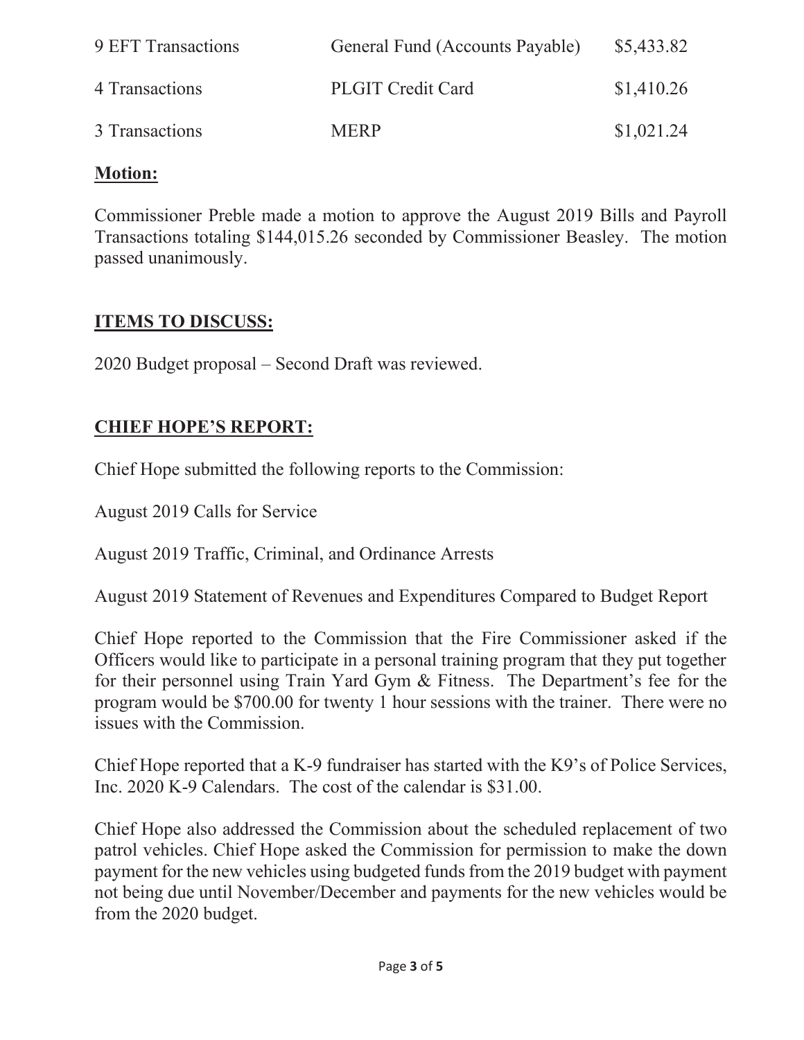| | | |
|---|---|---|
| 9 EFT Transactions | General Fund (Accounts Payable) | $5,433.82 |
| 4 Transactions | PLGIT Credit Card | $1,410.26 |
| 3 Transactions | MERP | $1,021.24 |

**Motion:**

Commissioner Preble made a motion to approve the August 2019 Bills and Payroll Transactions totaling $144,015.26 seconded by Commissioner Beasley. The motion passed unanimously.

## ITEMS TO DISCUSS:

2020 Budget proposal – Second Draft was reviewed.

## CHIEF HOPE'S REPORT:

Chief Hope submitted the following reports to the Commission:

August 2019 Calls for Service

August 2019 Traffic, Criminal, and Ordinance Arrests

August 2019 Statement of Revenues and Expenditures Compared to Budget Report

Chief Hope reported to the Commission that the Fire Commissioner asked if the Officers would like to participate in a personal training program that they put together for their personnel using Train Yard Gym & Fitness. The Department's fee for the program would be $700.00 for twenty 1 hour sessions with the trainer. There were no issues with the Commission.

Chief Hope reported that a K-9 fundraiser has started with the K9's of Police Services, Inc. 2020 K-9 Calendars. The cost of the calendar is $31.00.

Chief Hope also addressed the Commission about the scheduled replacement of two patrol vehicles. Chief Hope asked the Commission for permission to make the down payment for the new vehicles using budgeted funds from the 2019 budget with payment not being due until November/December and payments for the new vehicles would be from the 2020 budget.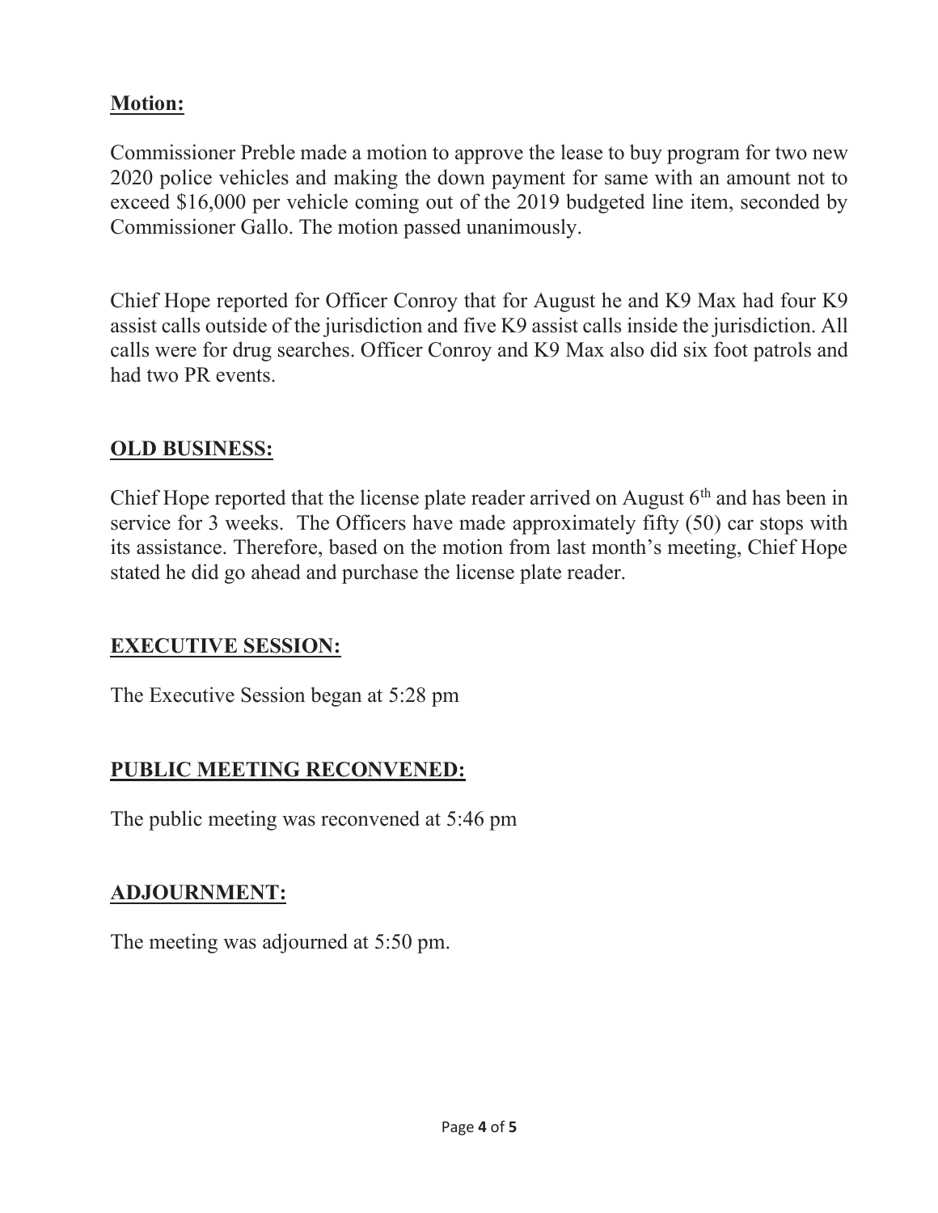**Motion:**

Commissioner Preble made a motion to approve the lease to buy program for two new 2020 police vehicles and making the down payment for same with an amount not to exceed $16,000 per vehicle coming out of the 2019 budgeted line item, seconded by Commissioner Gallo. The motion passed unanimously.

Chief Hope reported for Officer Conroy that for August he and K9 Max had four K9 assist calls outside of the jurisdiction and five K9 assist calls inside the jurisdiction. All calls were for drug searches. Officer Conroy and K9 Max also did six foot patrols and had two PR events.

## OLD BUSINESS:

Chief Hope reported that the license plate reader arrived on August 6th and has been in service for 3 weeks. The Officers have made approximately fifty (50) car stops with its assistance. Therefore, based on the motion from last month's meeting, Chief Hope stated he did go ahead and purchase the license plate reader.

## EXECUTIVE SESSION:

The Executive Session began at 5:28 pm

## PUBLIC MEETING RECONVENED:

The public meeting was reconvened at 5:46 pm

## ADJOURNMENT:

The meeting was adjourned at 5:50 pm.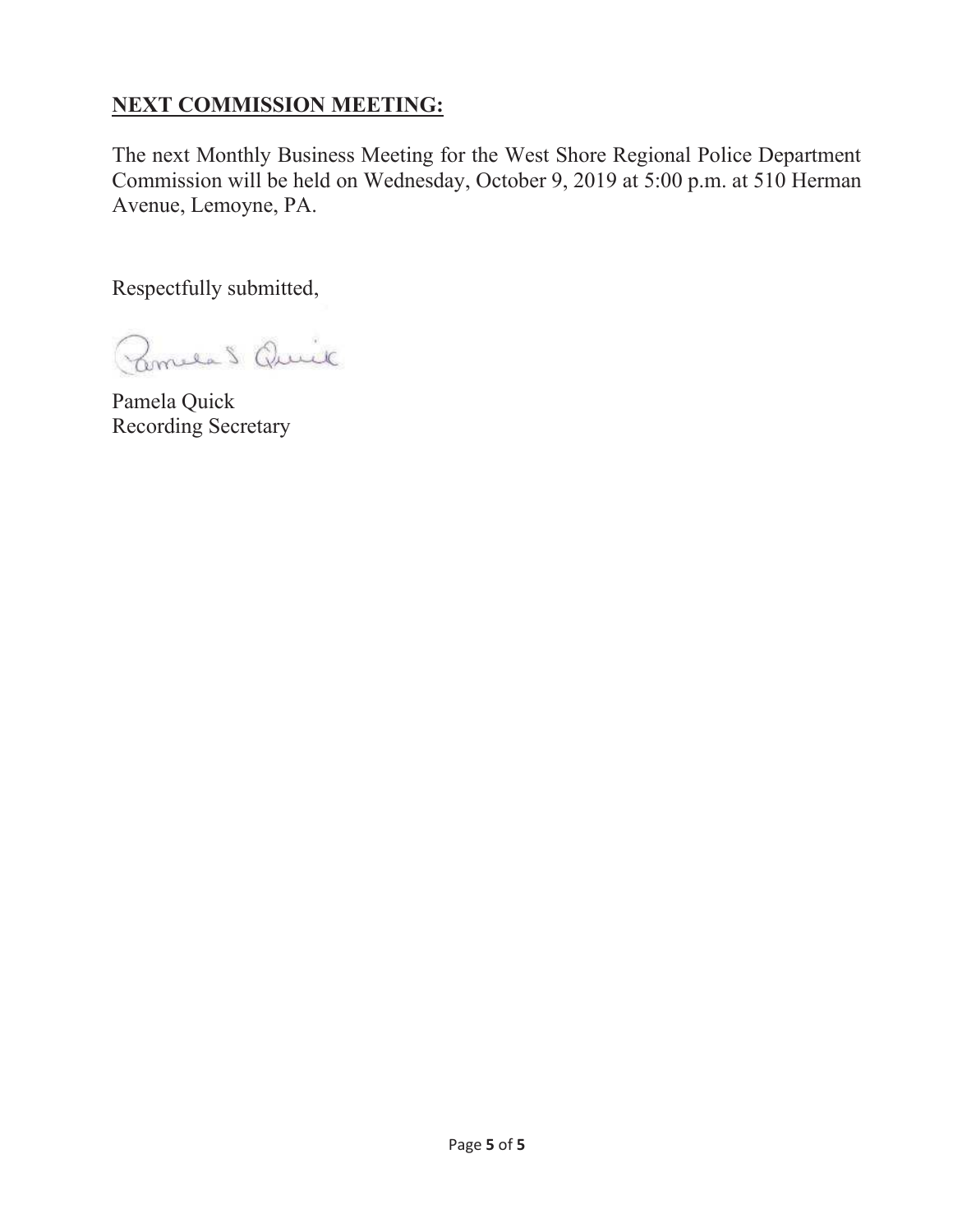## NEXT COMMISSION MEETING:

The next Monthly Business Meeting for the West Shore Regional Police Department Commission will be held on Wednesday, October 9, 2019 at 5:00 p.m. at 510 Herman Avenue, Lemoyne, PA.

Respectfully submitted,

Pamela S. Quick

Pamela Quick
Recording Secretary